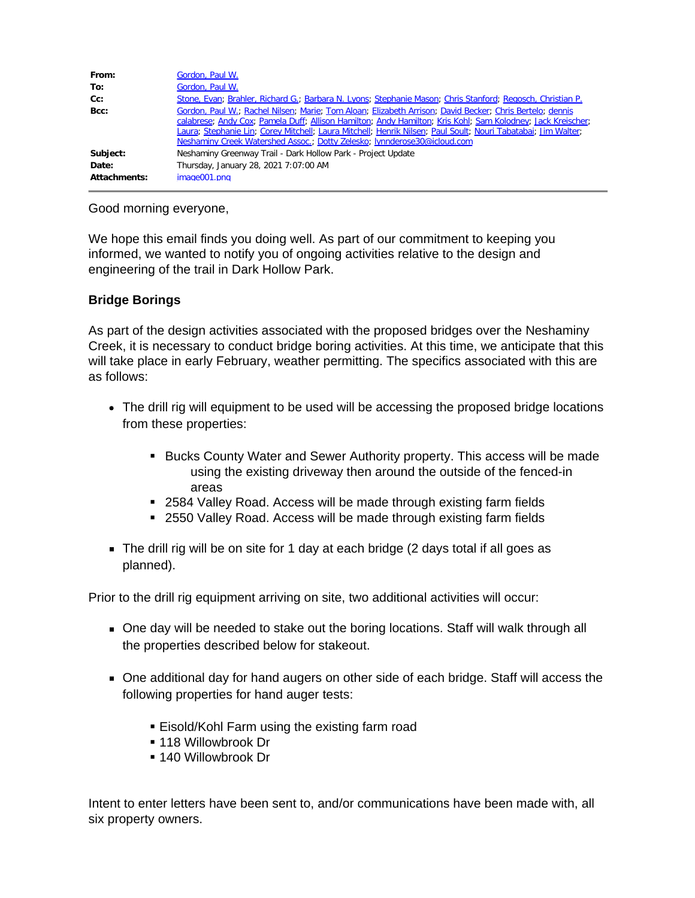| | |
|---|---|
| **From:** | Gordon, Paul W. |
| **To:** | Gordon, Paul W. |
| **Cc:** | Stone, Evan; Brahler, Richard G.; Barbara N. Lyons; Stephanie Mason; Chris Stanford; Regosch, Christian P. |
| **Bcc:** | Gordon, Paul W.; Rachel Nilsen; Marie; Tom Aloan; Elizabeth Arrison; David Becker; Chris Bertelo; dennis calabrese; Andy Cox; Pamela Duff; Allison Hamilton; Andy Hamilton; Kris Kohl; Sam Kolodney; Jack Kreischer; Laura; Stephanie Lin; Corey Mitchell; Laura Mitchell; Henrik Nilsen; Paul Soult; Nouri Tabatabai; Jim Walter; Neshaminy Creek Watershed Assoc.; Dotty Zelesko; lynnderose30@icloud.com |
| **Subject:** | Neshaminy Greenway Trail - Dark Hollow Park - Project Update |
| **Date:** | Thursday, January 28, 2021 7:07:00 AM |
| **Attachments:** | image001.png |

Good morning everyone,

We hope this email finds you doing well. As part of our commitment to keeping you informed, we wanted to notify you of ongoing activities relative to the design and engineering of the trail in Dark Hollow Park.

**Bridge Borings**

As part of the design activities associated with the proposed bridges over the Neshaminy Creek, it is necessary to conduct bridge boring activities. At this time, we anticipate that this will take place in early February, weather permitting. The specifics associated with this are as follows:

- The drill rig will equipment to be used will be accessing the proposed bridge locations from these properties:
  - Bucks County Water and Sewer Authority property. This access will be made using the existing driveway then around the outside of the fenced-in areas
  - 2584 Valley Road. Access will be made through existing farm fields
  - 2550 Valley Road. Access will be made through existing farm fields
- The drill rig will be on site for 1 day at each bridge (2 days total if all goes as planned).

Prior to the drill rig equipment arriving on site, two additional activities will occur:

- One day will be needed to stake out the boring locations. Staff will walk through all the properties described below for stakeout.
- One additional day for hand augers on other side of each bridge. Staff will access the following properties for hand auger tests:
  - Eisold/Kohl Farm using the existing farm road
  - 118 Willowbrook Dr
  - 140 Willowbrook Dr

Intent to enter letters have been sent to, and/or communications have been made with, all six property owners.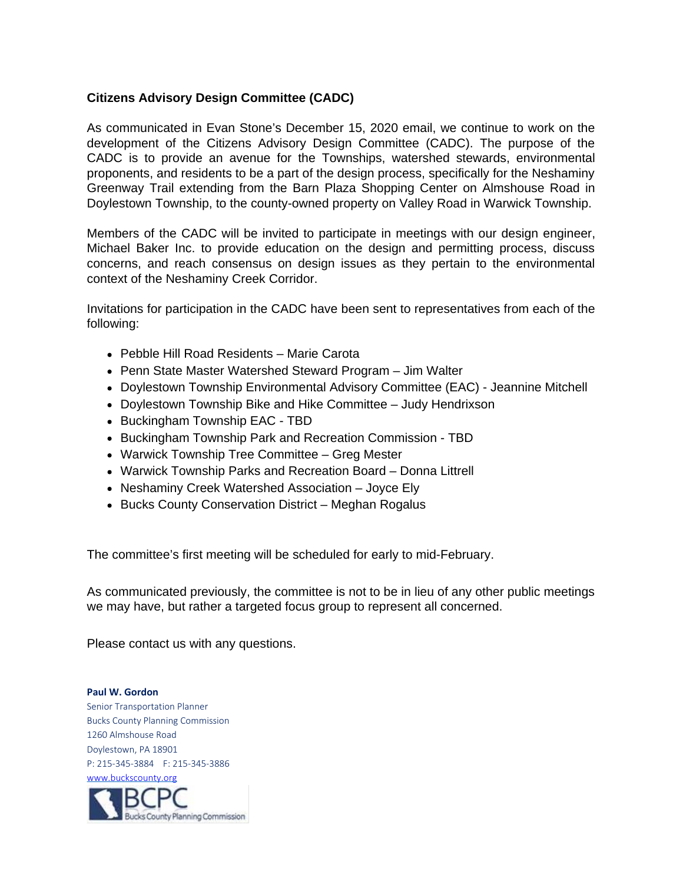**Citizens Advisory Design Committee (CADC)**

As communicated in Evan Stone's December 15, 2020 email, we continue to work on the development of the Citizens Advisory Design Committee (CADC). The purpose of the CADC is to provide an avenue for the Townships, watershed stewards, environmental proponents, and residents to be a part of the design process, specifically for the Neshaminy Greenway Trail extending from the Barn Plaza Shopping Center on Almshouse Road in Doylestown Township, to the county-owned property on Valley Road in Warwick Township.

Members of the CADC will be invited to participate in meetings with our design engineer, Michael Baker Inc. to provide education on the design and permitting process, discuss concerns, and reach consensus on design issues as they pertain to the environmental context of the Neshaminy Creek Corridor.

Invitations for participation in the CADC have been sent to representatives from each of the following:

- Pebble Hill Road Residents – Marie Carota
- Penn State Master Watershed Steward Program – Jim Walter
- Doylestown Township Environmental Advisory Committee (EAC) - Jeannine Mitchell
- Doylestown Township Bike and Hike Committee – Judy Hendrixson
- Buckingham Township EAC - TBD
- Buckingham Township Park and Recreation Commission - TBD
- Warwick Township Tree Committee – Greg Mester
- Warwick Township Parks and Recreation Board – Donna Littrell
- Neshaminy Creek Watershed Association – Joyce Ely
- Bucks County Conservation District – Meghan Rogalus

The committee's first meeting will be scheduled for early to mid-February.

As communicated previously, the committee is not to be in lieu of any other public meetings we may have, but rather a targeted focus group to represent all concerned.

Please contact us with any questions.

**Paul W. Gordon**
Senior Transportation Planner
Bucks County Planning Commission
1260 Almshouse Road
Doylestown, PA 18901
P: 215-345-3884 F: 215-345-3886
www.buckscounty.org

BCPC
Bucks County Planning Commission